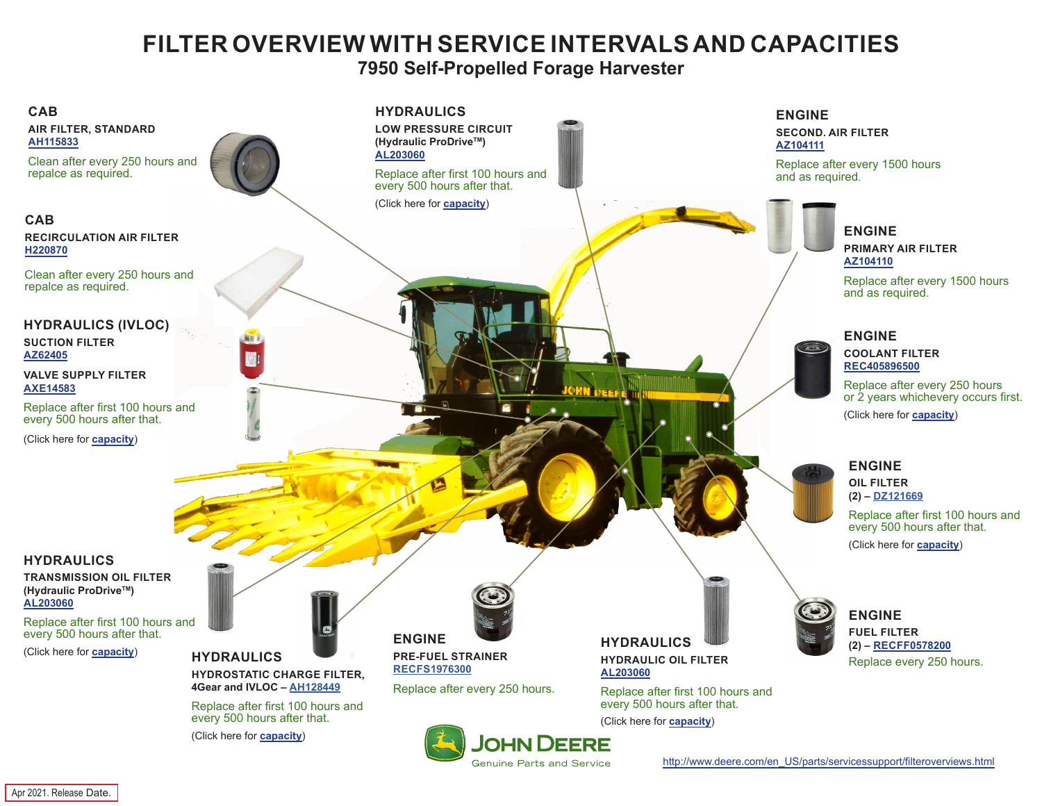# FILTER OVERVIEW WITH SERVICE INTERVALS AND CAPACITIES

## 7950 Self-Propelled Forage Harvester

### CAB

**AIR FILTER, STANDARD**
AH115833

Clean after every 250 hours and repalce as required.

### CAB

**RECIRCULATION AIR FILTER**
H220870

Clean after every 250 hours and repalce as required.

### HYDRAULICS (IVLOC)

**SUCTION FILTER**
AZ62405

**VALVE SUPPLY FILTER**
AXE14583

Replace after first 100 hours and every 500 hours after that.

(Click here for capacity)

### HYDRAULICS

**TRANSMISSION OIL FILTER (Hydraulic ProDrive™)**
AL203060

Replace after first 100 hours and every 500 hours after that.

(Click here for capacity)

### HYDRAULICS

**LOW PRESSURE CIRCUIT (Hydraulic ProDrive™)**
AL203060

Replace after first 100 hours and every 500 hours after that.

(Click here for capacity)

### HYDRAULICS

**HYDROSTATIC CHARGE FILTER, 4Gear and IVLOC – AH128449**

Replace after first 100 hours and every 500 hours after that.

(Click here for capacity)

### ENGINE

**PRE-FUEL STRAINER**
RECFS1976300

Replace after every 250 hours.

### HYDRAULICS

**HYDRAULIC OIL FILTER**
AL203060

Replace after first 100 hours and every 500 hours after that.

(Click here for capacity)

### ENGINE

**SECOND. AIR FILTER**
AZ104111

Replace after every 1500 hours and as required.

### ENGINE

**PRIMARY AIR FILTER**
AZ104110

Replace after every 1500 hours and as required.

### ENGINE

**COOLANT FILTER**
REC405896500

Replace after every 250 hours or 2 years whichevery occurs first.

(Click here for capacity)

### ENGINE

**OIL FILTER**
(2) – DZ121669

Replace after first 100 hours and every 500 hours after that.

(Click here for capacity)

### ENGINE

**FUEL FILTER**
(2) – RECFF0578200

Replace every 250 hours.

JOHN DEERE
Genuine Parts and Service

http://www.deere.com/en_US/parts/servicessupport/filteroverviews.html

Apr 2021. Release Date.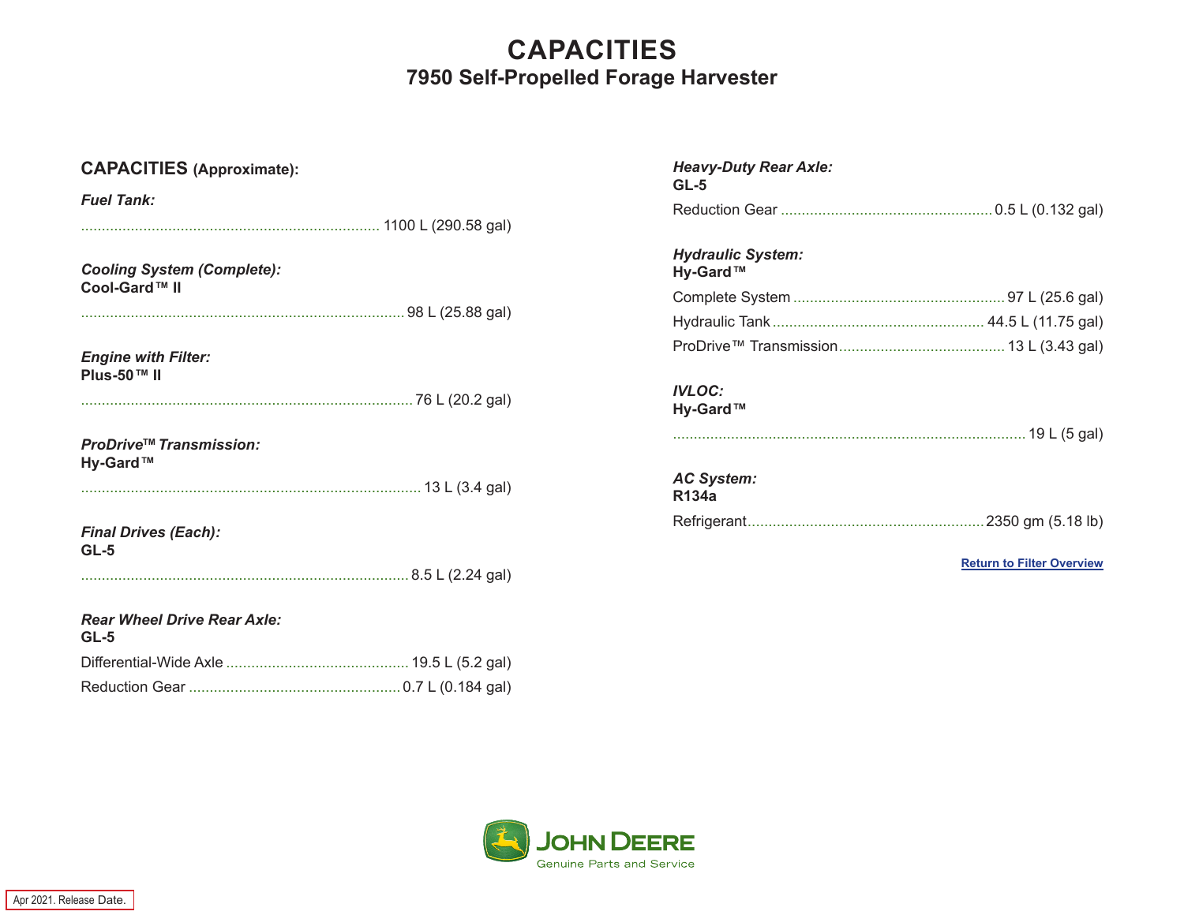# CAPACITIES

## 7950 Self-Propelled Forage Harvester

### CAPACITIES (Approximate):

***Fuel Tank:***

........................................................................ 1100 L (290.58 gal)

***Cooling System (Complete):***
**Cool-Gard™ II**

........................................................................ 98 L (25.88 gal)

***Engine with Filter:***
**Plus-50™ II**

........................................................................ 76 L (20.2 gal)

***ProDrive™ Transmission:***
**Hy-Gard™**

........................................................................ 13 L (3.4 gal)

***Final Drives (Each):***
**GL-5**

........................................................................ 8.5 L (2.24 gal)

***Rear Wheel Drive Rear Axle:***
**GL-5**

Differential-Wide Axle ............................................ 19.5 L (5.2 gal)

Reduction Gear .................................................. 0.7 L (0.184 gal)

***Heavy-Duty Rear Axle:***
**GL-5**

Reduction Gear .................................................. 0.5 L (0.132 gal)

***Hydraulic System:***
**Hy-Gard™**

Complete System .................................................. 97 L (25.6 gal)

Hydraulic Tank .................................................. 44.5 L (11.75 gal)

ProDrive™ Transmission........................................ 13 L (3.43 gal)

***IVLOC:***
**Hy-Gard™**

........................................................................ 19 L (5 gal)

***AC System:***
**R134a**

Refrigerant......................................................... 2350 gm (5.18 lb)

**Return to Filter Overview**

JOHN DEERE
Genuine Parts and Service

Apr 2021. Release Date.